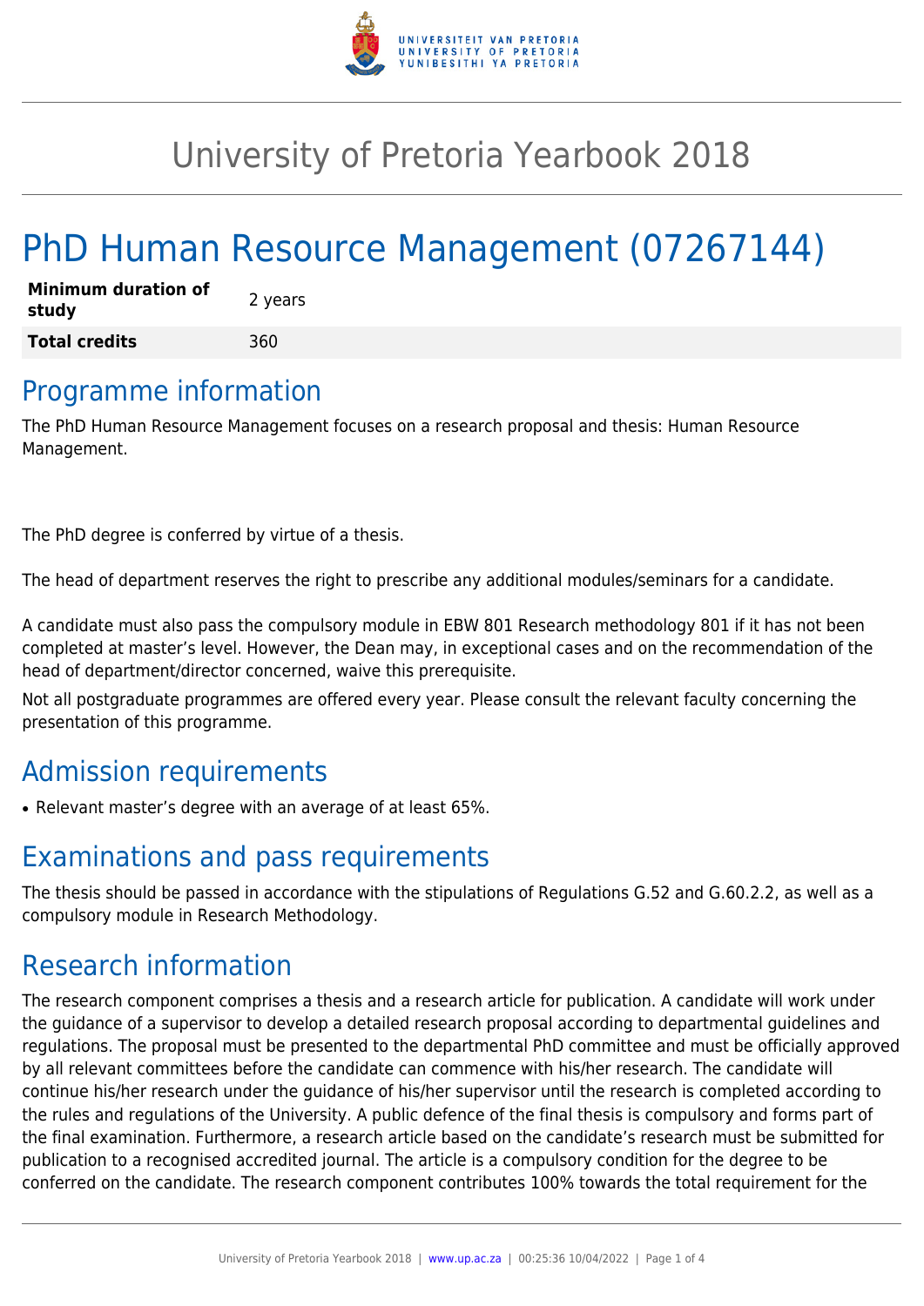# University of Pretoria Yearbook 2018

# PhD Human Resource Management (07267144)

| **Minimum duration of study** | 2 years |
| --- | --- |
| **Total credits** | 360 |

## Programme information

The PhD Human Resource Management focuses on a research proposal and thesis: Human Resource Management.

The PhD degree is conferred by virtue of a thesis.

The head of department reserves the right to prescribe any additional modules/seminars for a candidate.

A candidate must also pass the compulsory module in EBW 801 Research methodology 801 if it has not been completed at master's level. However, the Dean may, in exceptional cases and on the recommendation of the head of department/director concerned, waive this prerequisite.

Not all postgraduate programmes are offered every year. Please consult the relevant faculty concerning the presentation of this programme.

## Admission requirements

- Relevant master's degree with an average of at least 65%.

## Examinations and pass requirements

The thesis should be passed in accordance with the stipulations of Regulations G.52 and G.60.2.2, as well as a compulsory module in Research Methodology.

## Research information

The research component comprises a thesis and a research article for publication. A candidate will work under the guidance of a supervisor to develop a detailed research proposal according to departmental guidelines and regulations. The proposal must be presented to the departmental PhD committee and must be officially approved by all relevant committees before the candidate can commence with his/her research. The candidate will continue his/her research under the guidance of his/her supervisor until the research is completed according to the rules and regulations of the University. A public defence of the final thesis is compulsory and forms part of the final examination. Furthermore, a research article based on the candidate's research must be submitted for publication to a recognised accredited journal. The article is a compulsory condition for the degree to be conferred on the candidate. The research component contributes 100% towards the total requirement for the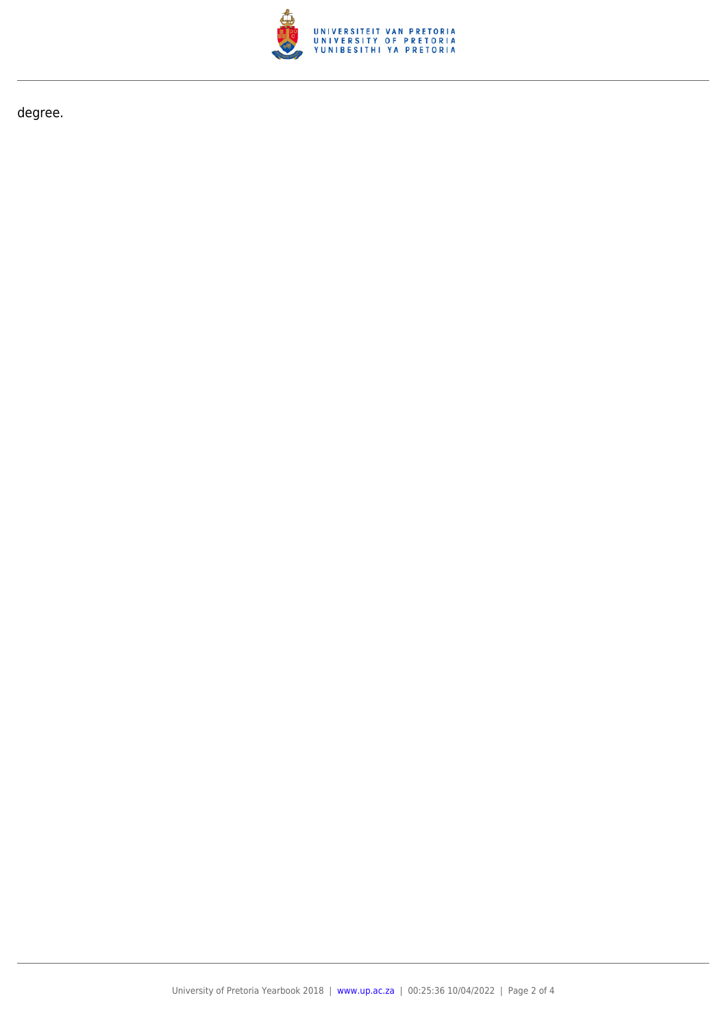degree.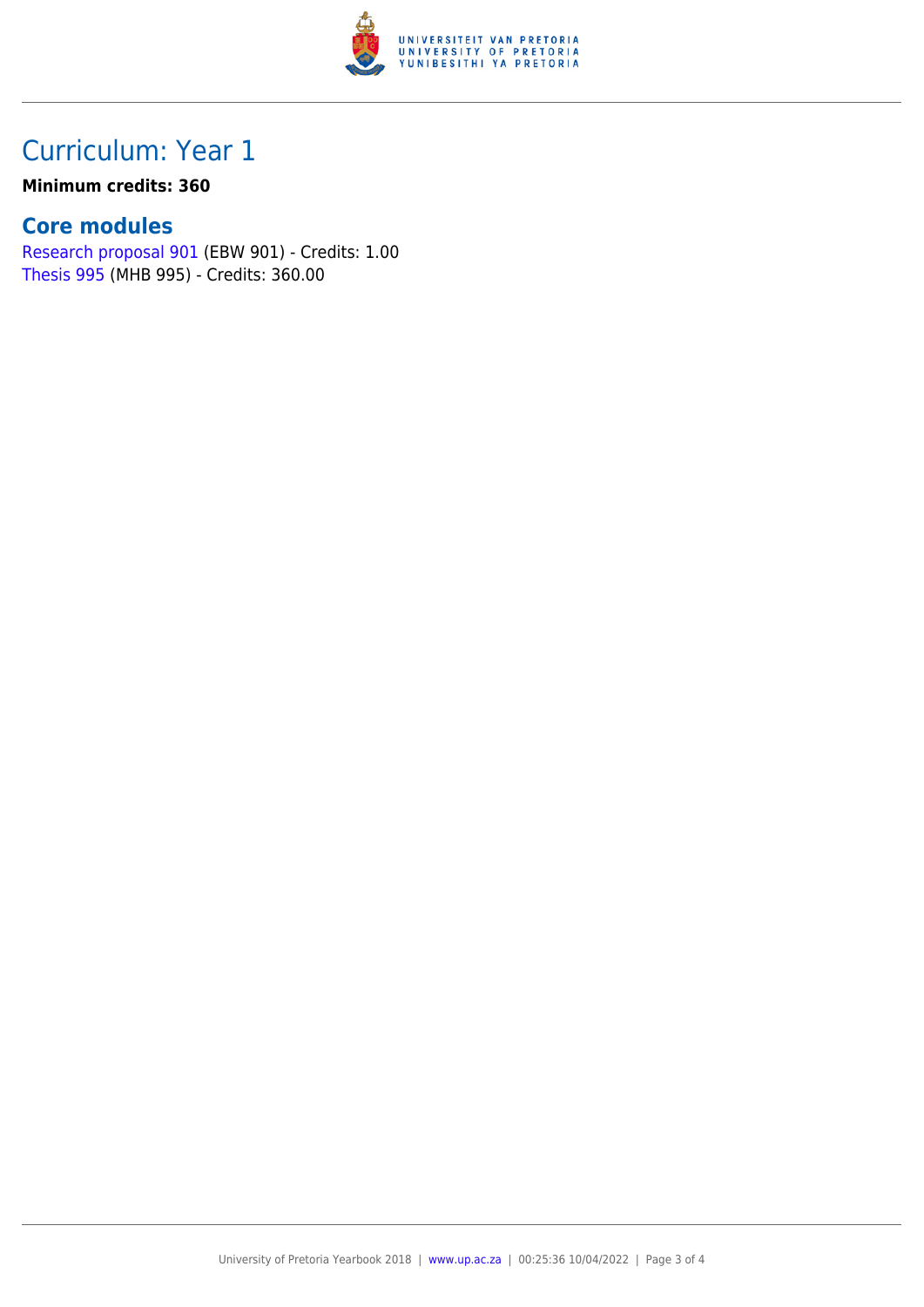## Curriculum: Year 1

**Minimum credits: 360**

### Core modules

Research proposal 901 (EBW 901) - Credits: 1.00
Thesis 995 (MHB 995) - Credits: 360.00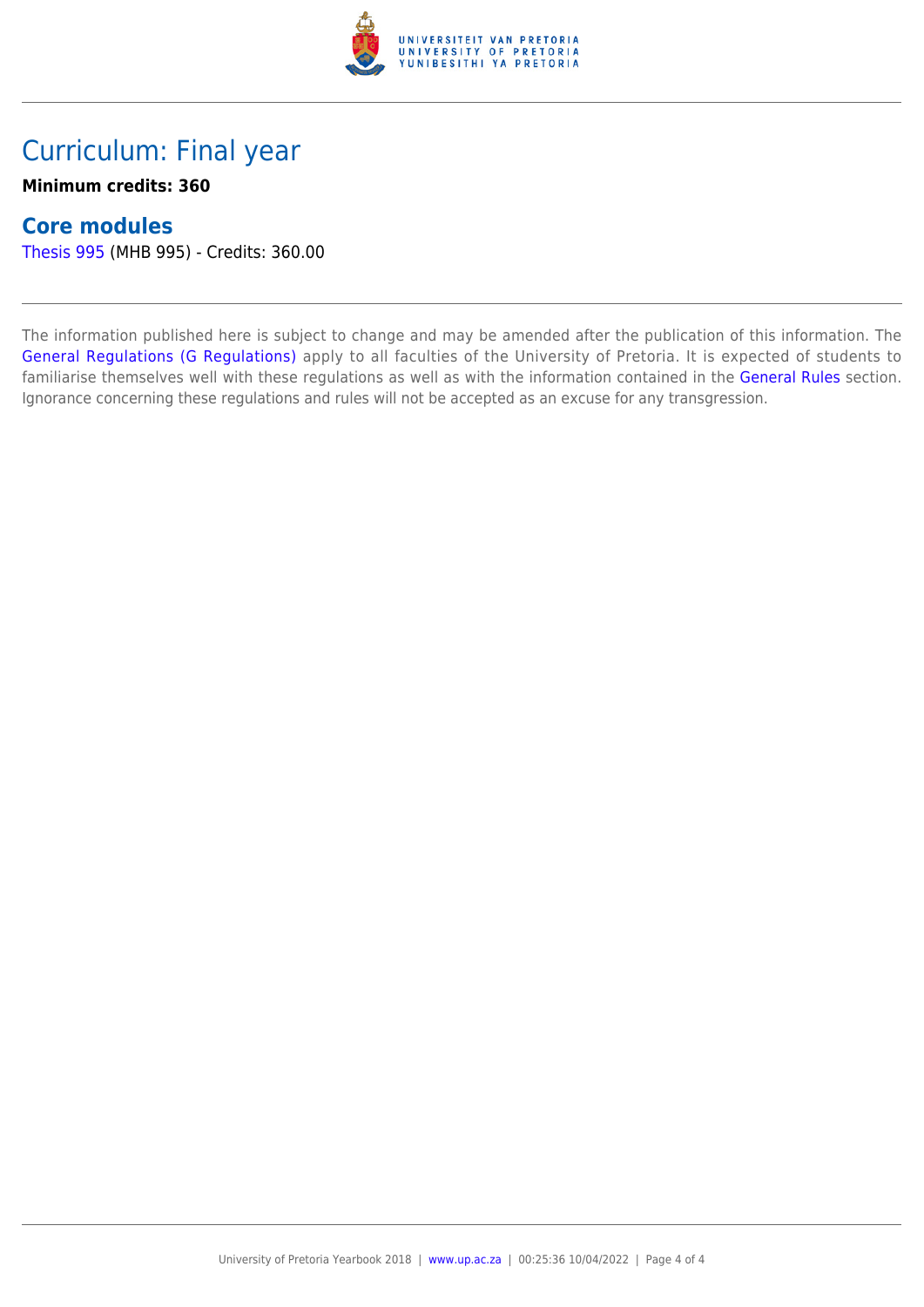# Curriculum: Final year

**Minimum credits: 360**

## Core modules

Thesis 995 (MHB 995) - Credits: 360.00

The information published here is subject to change and may be amended after the publication of this information. The General Regulations (G Regulations) apply to all faculties of the University of Pretoria. It is expected of students to familiarise themselves well with these regulations as well as with the information contained in the General Rules section. Ignorance concerning these regulations and rules will not be accepted as an excuse for any transgression.